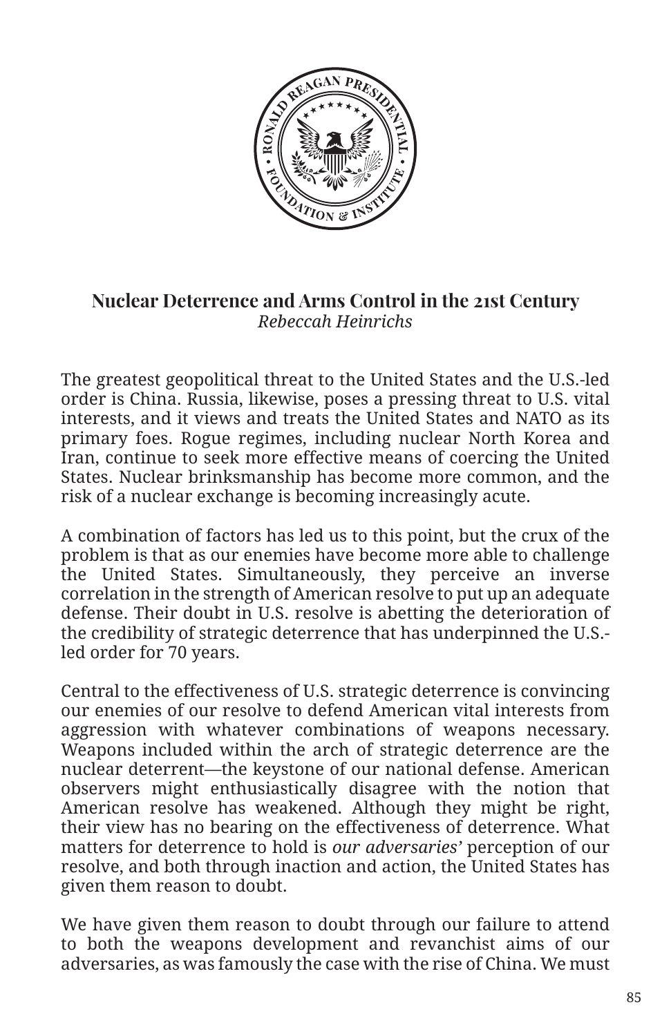**Nuclear Deterrence and Arms Control in the 21st Century**
*Rebeccah Heinrichs*

The greatest geopolitical threat to the United States and the U.S.-led order is China. Russia, likewise, poses a pressing threat to U.S. vital interests, and it views and treats the United States and NATO as its primary foes. Rogue regimes, including nuclear North Korea and Iran, continue to seek more effective means of coercing the United States. Nuclear brinksmanship has become more common, and the risk of a nuclear exchange is becoming increasingly acute.

A combination of factors has led us to this point, but the crux of the problem is that as our enemies have become more able to challenge the United States. Simultaneously, they perceive an inverse correlation in the strength of American resolve to put up an adequate defense. Their doubt in U.S. resolve is abetting the deterioration of the credibility of strategic deterrence that has underpinned the U.S.-led order for 70 years.

Central to the effectiveness of U.S. strategic deterrence is convincing our enemies of our resolve to defend American vital interests from aggression with whatever combinations of weapons necessary. Weapons included within the arch of strategic deterrence are the nuclear deterrent—the keystone of our national defense. American observers might enthusiastically disagree with the notion that American resolve has weakened. Although they might be right, their view has no bearing on the effectiveness of deterrence. What matters for deterrence to hold is *our adversaries'* perception of our resolve, and both through inaction and action, the United States has given them reason to doubt.

We have given them reason to doubt through our failure to attend to both the weapons development and revanchist aims of our adversaries, as was famously the case with the rise of China. We must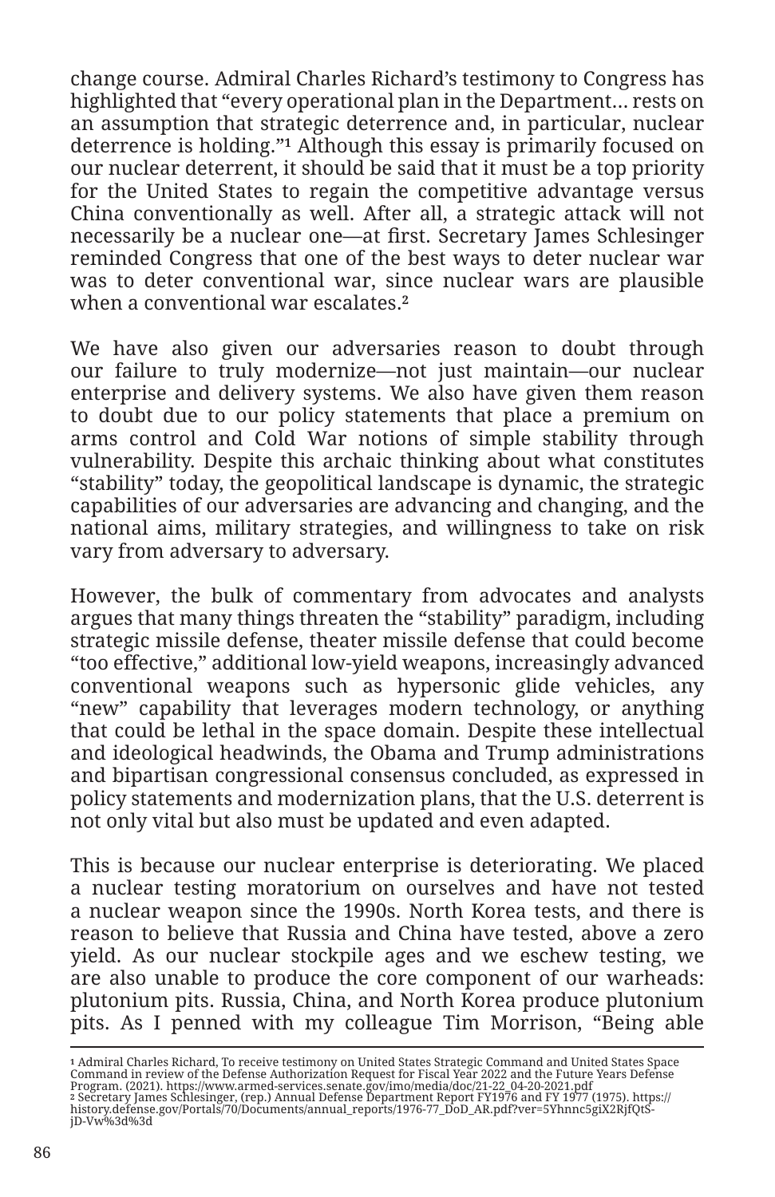change course. Admiral Charles Richard's testimony to Congress has highlighted that "every operational plan in the Department… rests on an assumption that strategic deterrence and, in particular, nuclear deterrence is holding."[1] Although this essay is primarily focused on our nuclear deterrent, it should be said that it must be a top priority for the United States to regain the competitive advantage versus China conventionally as well. After all, a strategic attack will not necessarily be a nuclear one—at first. Secretary James Schlesinger reminded Congress that one of the best ways to deter nuclear war was to deter conventional war, since nuclear wars are plausible when a conventional war escalates.[2]

We have also given our adversaries reason to doubt through our failure to truly modernize—not just maintain—our nuclear enterprise and delivery systems. We also have given them reason to doubt due to our policy statements that place a premium on arms control and Cold War notions of simple stability through vulnerability. Despite this archaic thinking about what constitutes "stability" today, the geopolitical landscape is dynamic, the strategic capabilities of our adversaries are advancing and changing, and the national aims, military strategies, and willingness to take on risk vary from adversary to adversary.

However, the bulk of commentary from advocates and analysts argues that many things threaten the "stability" paradigm, including strategic missile defense, theater missile defense that could become "too effective," additional low-yield weapons, increasingly advanced conventional weapons such as hypersonic glide vehicles, any "new" capability that leverages modern technology, or anything that could be lethal in the space domain. Despite these intellectual and ideological headwinds, the Obama and Trump administrations and bipartisan congressional consensus concluded, as expressed in policy statements and modernization plans, that the U.S. deterrent is not only vital but also must be updated and even adapted.

This is because our nuclear enterprise is deteriorating. We placed a nuclear testing moratorium on ourselves and have not tested a nuclear weapon since the 1990s. North Korea tests, and there is reason to believe that Russia and China have tested, above a zero yield. As our nuclear stockpile ages and we eschew testing, we are also unable to produce the core component of our warheads: plutonium pits. Russia, China, and North Korea produce plutonium pits. As I penned with my colleague Tim Morrison, "Being able

---

[1] Admiral Charles Richard, To receive testimony on United States Strategic Command and United States Space Command in review of the Defense Authorization Request for Fiscal Year 2022 and the Future Years Defense Program. (2021). https://www.armed-services.senate.gov/imo/media/doc/21-22_04-20-2021.pdf

[2] Secretary James Schlesinger, (rep.) Annual Defense Department Report FY1976 and FY 1977 (1975). https://history.defense.gov/Portals/70/Documents/annual_reports/1976-77_DoD_AR.pdf?ver=5Yhnnc5giX2RjfQtS-jD-Vw%3d%3d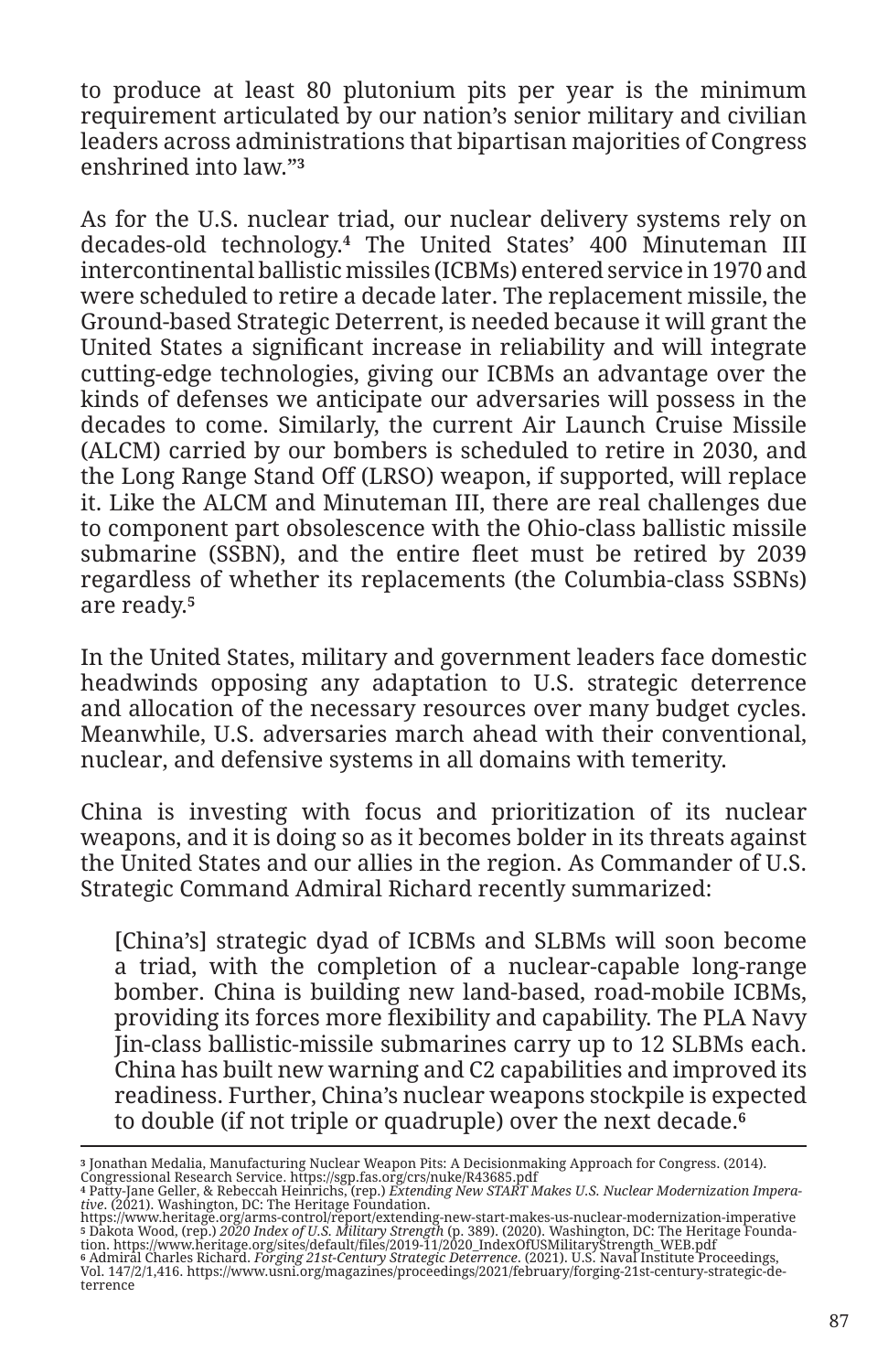to produce at least 80 plutonium pits per year is the minimum requirement articulated by our nation's senior military and civilian leaders across administrations that bipartisan majorities of Congress enshrined into law."[3]

As for the U.S. nuclear triad, our nuclear delivery systems rely on decades-old technology.[4] The United States' 400 Minuteman III intercontinental ballistic missiles (ICBMs) entered service in 1970 and were scheduled to retire a decade later. The replacement missile, the Ground-based Strategic Deterrent, is needed because it will grant the United States a significant increase in reliability and will integrate cutting-edge technologies, giving our ICBMs an advantage over the kinds of defenses we anticipate our adversaries will possess in the decades to come. Similarly, the current Air Launch Cruise Missile (ALCM) carried by our bombers is scheduled to retire in 2030, and the Long Range Stand Off (LRSO) weapon, if supported, will replace it. Like the ALCM and Minuteman III, there are real challenges due to component part obsolescence with the Ohio-class ballistic missile submarine (SSBN), and the entire fleet must be retired by 2039 regardless of whether its replacements (the Columbia-class SSBNs) are ready.[5]

In the United States, military and government leaders face domestic headwinds opposing any adaptation to U.S. strategic deterrence and allocation of the necessary resources over many budget cycles. Meanwhile, U.S. adversaries march ahead with their conventional, nuclear, and defensive systems in all domains with temerity.

China is investing with focus and prioritization of its nuclear weapons, and it is doing so as it becomes bolder in its threats against the United States and our allies in the region. As Commander of U.S. Strategic Command Admiral Richard recently summarized:

> [China's] strategic dyad of ICBMs and SLBMs will soon become a triad, with the completion of a nuclear-capable long-range bomber. China is building new land-based, road-mobile ICBMs, providing its forces more flexibility and capability. The PLA Navy Jin-class ballistic-missile submarines carry up to 12 SLBMs each. China has built new warning and C2 capabilities and improved its readiness. Further, China's nuclear weapons stockpile is expected to double (if not triple or quadruple) over the next decade.[6]

---

[3] Jonathan Medalia, Manufacturing Nuclear Weapon Pits: A Decisionmaking Approach for Congress. (2014). Congressional Research Service. https://sgp.fas.org/crs/nuke/R43685.pdf

[4] Patty-Jane Geller, & Rebeccah Heinrichs, (rep.) *Extending New START Makes U.S. Nuclear Modernization Imperative*. (2021). Washington, DC: The Heritage Foundation. https://www.heritage.org/arms-control/report/extending-new-start-makes-us-nuclear-modernization-imperative

[5] Dakota Wood, (rep.) *2020 Index of U.S. Military Strength* (p. 389). (2020). Washington, DC: The Heritage Foundation. https://www.heritage.org/sites/default/files/2019-11/2020_IndexOfUSMilitaryStrength_WEB.pdf

[6] Admiral Charles Richard. *Forging 21st-Century Strategic Deterrence*. (2021). U.S. Naval Institute Proceedings, Vol. 147/2/1,416. https://www.usni.org/magazines/proceedings/2021/february/forging-21st-century-strategic-deterrence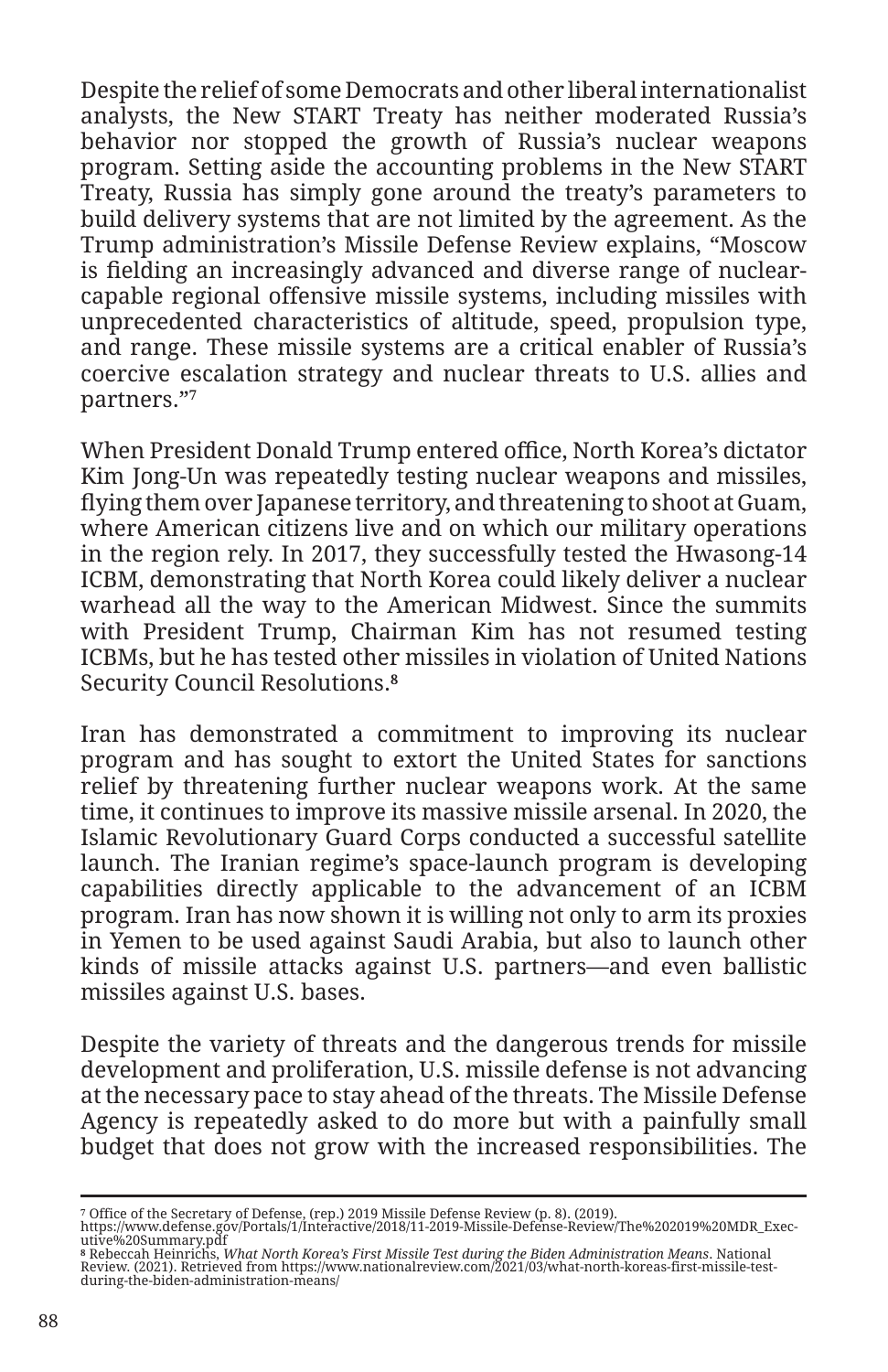Despite the relief of some Democrats and other liberal internationalist analysts, the New START Treaty has neither moderated Russia's behavior nor stopped the growth of Russia's nuclear weapons program. Setting aside the accounting problems in the New START Treaty, Russia has simply gone around the treaty's parameters to build delivery systems that are not limited by the agreement. As the Trump administration's Missile Defense Review explains, "Moscow is fielding an increasingly advanced and diverse range of nuclear-capable regional offensive missile systems, including missiles with unprecedented characteristics of altitude, speed, propulsion type, and range. These missile systems are a critical enabler of Russia's coercive escalation strategy and nuclear threats to U.S. allies and partners."[7]

When President Donald Trump entered office, North Korea's dictator Kim Jong-Un was repeatedly testing nuclear weapons and missiles, flying them over Japanese territory, and threatening to shoot at Guam, where American citizens live and on which our military operations in the region rely. In 2017, they successfully tested the Hwasong-14 ICBM, demonstrating that North Korea could likely deliver a nuclear warhead all the way to the American Midwest. Since the summits with President Trump, Chairman Kim has not resumed testing ICBMs, but he has tested other missiles in violation of United Nations Security Council Resolutions.[8]

Iran has demonstrated a commitment to improving its nuclear program and has sought to extort the United States for sanctions relief by threatening further nuclear weapons work. At the same time, it continues to improve its massive missile arsenal. In 2020, the Islamic Revolutionary Guard Corps conducted a successful satellite launch. The Iranian regime's space-launch program is developing capabilities directly applicable to the advancement of an ICBM program. Iran has now shown it is willing not only to arm its proxies in Yemen to be used against Saudi Arabia, but also to launch other kinds of missile attacks against U.S. partners—and even ballistic missiles against U.S. bases.

Despite the variety of threats and the dangerous trends for missile development and proliferation, U.S. missile defense is not advancing at the necessary pace to stay ahead of the threats. The Missile Defense Agency is repeatedly asked to do more but with a painfully small budget that does not grow with the increased responsibilities. The

---

[7] Office of the Secretary of Defense, (rep.) 2019 Missile Defense Review (p. 8). (2019). https://www.defense.gov/Portals/1/Interactive/2018/11-2019-Missile-Defense-Review/The%202019%20MDR_Executive%20Summary.pdf

[8] Rebeccah Heinrichs, *What North Korea's First Missile Test during the Biden Administration Means*. National Review. (2021). Retrieved from https://www.nationalreview.com/2021/03/what-north-koreas-first-missile-test-during-the-biden-administration-means/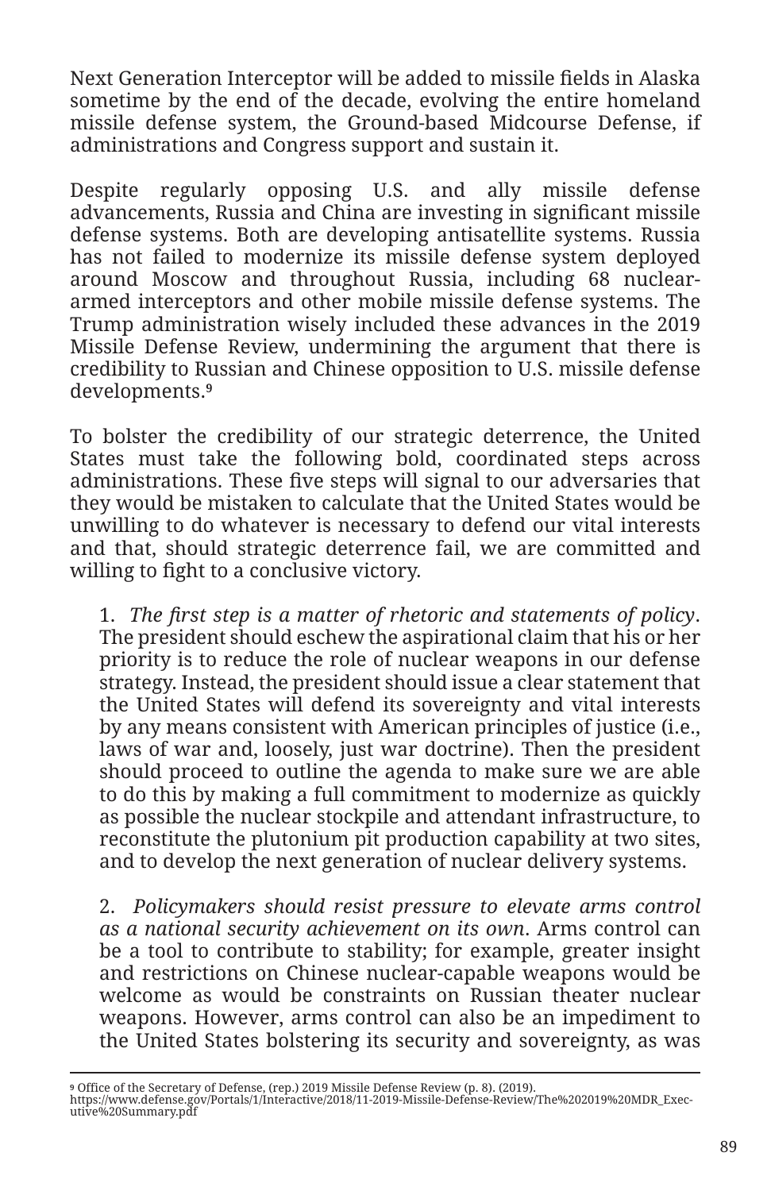Next Generation Interceptor will be added to missile fields in Alaska sometime by the end of the decade, evolving the entire homeland missile defense system, the Ground-based Midcourse Defense, if administrations and Congress support and sustain it.

Despite regularly opposing U.S. and ally missile defense advancements, Russia and China are investing in significant missile defense systems. Both are developing antisatellite systems. Russia has not failed to modernize its missile defense system deployed around Moscow and throughout Russia, including 68 nuclear-armed interceptors and other mobile missile defense systems. The Trump administration wisely included these advances in the 2019 Missile Defense Review, undermining the argument that there is credibility to Russian and Chinese opposition to U.S. missile defense developments.[9]

To bolster the credibility of our strategic deterrence, the United States must take the following bold, coordinated steps across administrations. These five steps will signal to our adversaries that they would be mistaken to calculate that the United States would be unwilling to do whatever is necessary to defend our vital interests and that, should strategic deterrence fail, we are committed and willing to fight to a conclusive victory.

1. *The first step is a matter of rhetoric and statements of policy*. The president should eschew the aspirational claim that his or her priority is to reduce the role of nuclear weapons in our defense strategy. Instead, the president should issue a clear statement that the United States will defend its sovereignty and vital interests by any means consistent with American principles of justice (i.e., laws of war and, loosely, just war doctrine). Then the president should proceed to outline the agenda to make sure we are able to do this by making a full commitment to modernize as quickly as possible the nuclear stockpile and attendant infrastructure, to reconstitute the plutonium pit production capability at two sites, and to develop the next generation of nuclear delivery systems.

2. *Policymakers should resist pressure to elevate arms control as a national security achievement on its own*. Arms control can be a tool to contribute to stability; for example, greater insight and restrictions on Chinese nuclear-capable weapons would be welcome as would be constraints on Russian theater nuclear weapons. However, arms control can also be an impediment to the United States bolstering its security and sovereignty, as was

---

[9] Office of the Secretary of Defense, (rep.) 2019 Missile Defense Review (p. 8). (2019). https://www.defense.gov/Portals/1/Interactive/2018/11-2019-Missile-Defense-Review/The%202019%20MDR_Executive%20Summary.pdf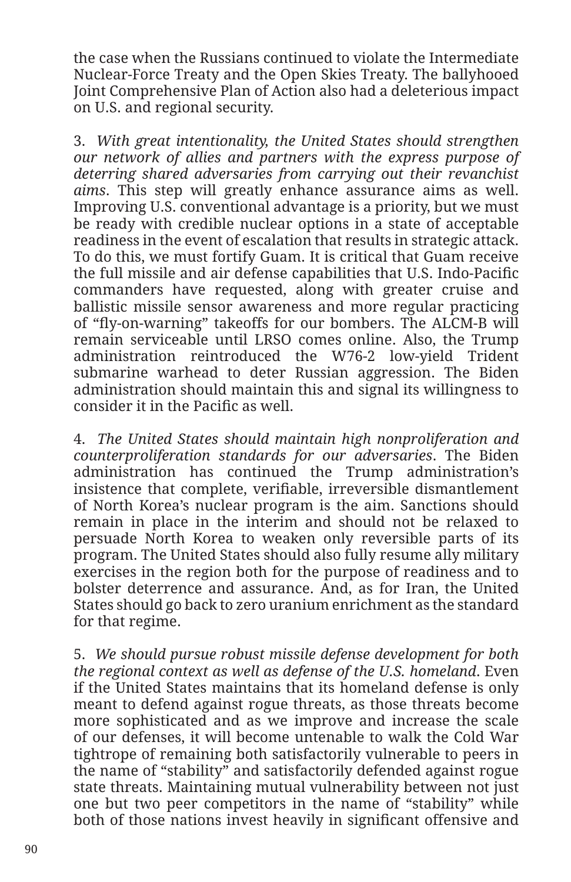the case when the Russians continued to violate the Intermediate Nuclear-Force Treaty and the Open Skies Treaty. The ballyhooed Joint Comprehensive Plan of Action also had a deleterious impact on U.S. and regional security.

3. *With great intentionality, the United States should strengthen our network of allies and partners with the express purpose of deterring shared adversaries from carrying out their revanchist aims*. This step will greatly enhance assurance aims as well. Improving U.S. conventional advantage is a priority, but we must be ready with credible nuclear options in a state of acceptable readiness in the event of escalation that results in strategic attack. To do this, we must fortify Guam. It is critical that Guam receive the full missile and air defense capabilities that U.S. Indo-Pacific commanders have requested, along with greater cruise and ballistic missile sensor awareness and more regular practicing of "fly-on-warning" takeoffs for our bombers. The ALCM-B will remain serviceable until LRSO comes online. Also, the Trump administration reintroduced the W76-2 low-yield Trident submarine warhead to deter Russian aggression. The Biden administration should maintain this and signal its willingness to consider it in the Pacific as well.

4. *The United States should maintain high nonproliferation and counterproliferation standards for our adversaries*. The Biden administration has continued the Trump administration's insistence that complete, verifiable, irreversible dismantlement of North Korea's nuclear program is the aim. Sanctions should remain in place in the interim and should not be relaxed to persuade North Korea to weaken only reversible parts of its program. The United States should also fully resume ally military exercises in the region both for the purpose of readiness and to bolster deterrence and assurance. And, as for Iran, the United States should go back to zero uranium enrichment as the standard for that regime.

5. *We should pursue robust missile defense development for both the regional context as well as defense of the U.S. homeland*. Even if the United States maintains that its homeland defense is only meant to defend against rogue threats, as those threats become more sophisticated and as we improve and increase the scale of our defenses, it will become untenable to walk the Cold War tightrope of remaining both satisfactorily vulnerable to peers in the name of "stability" and satisfactorily defended against rogue state threats. Maintaining mutual vulnerability between not just one but two peer competitors in the name of "stability" while both of those nations invest heavily in significant offensive and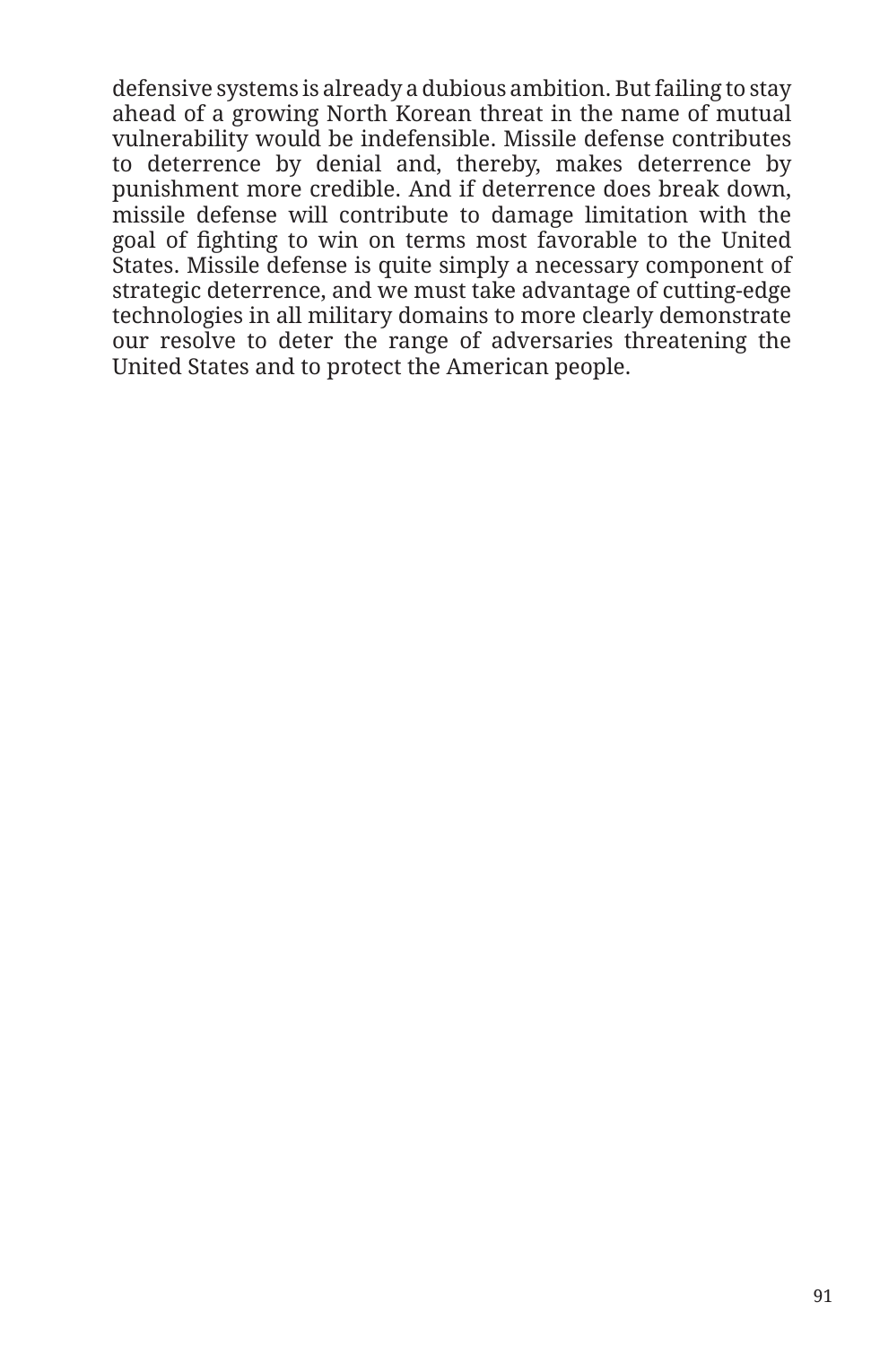defensive systems is already a dubious ambition. But failing to stay ahead of a growing North Korean threat in the name of mutual vulnerability would be indefensible. Missile defense contributes to deterrence by denial and, thereby, makes deterrence by punishment more credible. And if deterrence does break down, missile defense will contribute to damage limitation with the goal of fighting to win on terms most favorable to the United States. Missile defense is quite simply a necessary component of strategic deterrence, and we must take advantage of cutting-edge technologies in all military domains to more clearly demonstrate our resolve to deter the range of adversaries threatening the United States and to protect the American people.